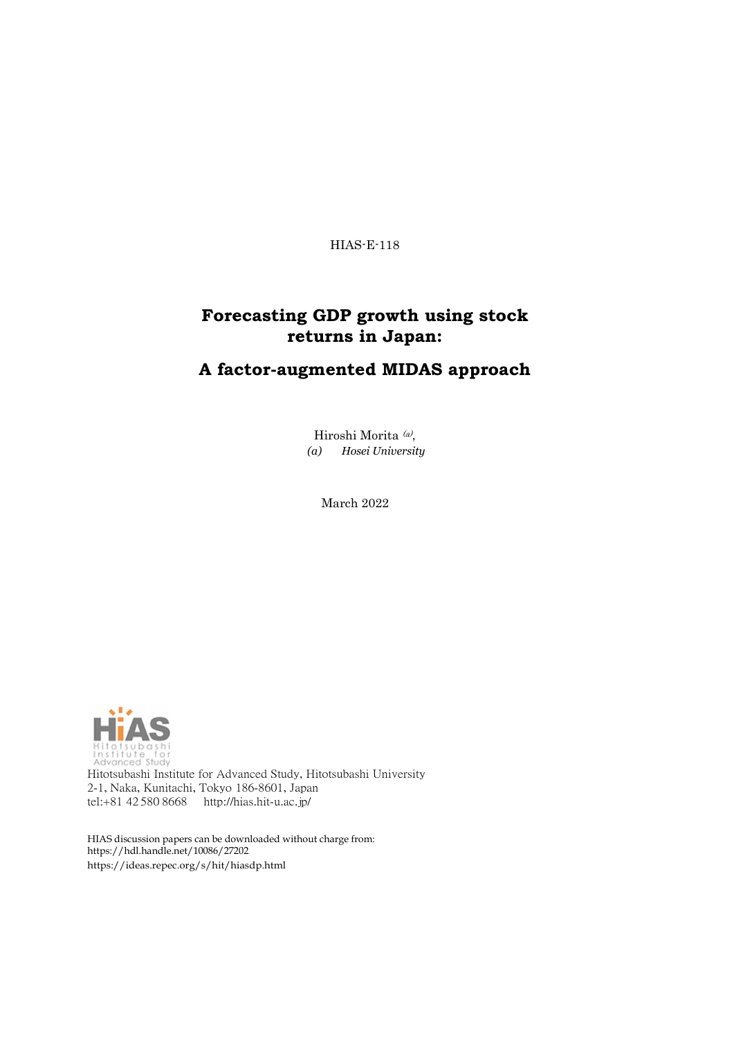HIAS-E-118

# Forecasting GDP growth using stock returns in Japan:

## A factor-augmented MIDAS approach

Hiroshi Morita [(a)],

*(a) Hosei University*

March 2022

Hitotsubashi Institute for Advanced Study, Hitotsubashi University
2-1, Naka, Kunitachi, Tokyo 186-8601, Japan
tel:+81 42 580 8668 http://hias.hit-u.ac.jp/

HIAS discussion papers can be downloaded without charge from:
https://hdl.handle.net/10086/27202
https://ideas.repec.org/s/hit/hiasdp.html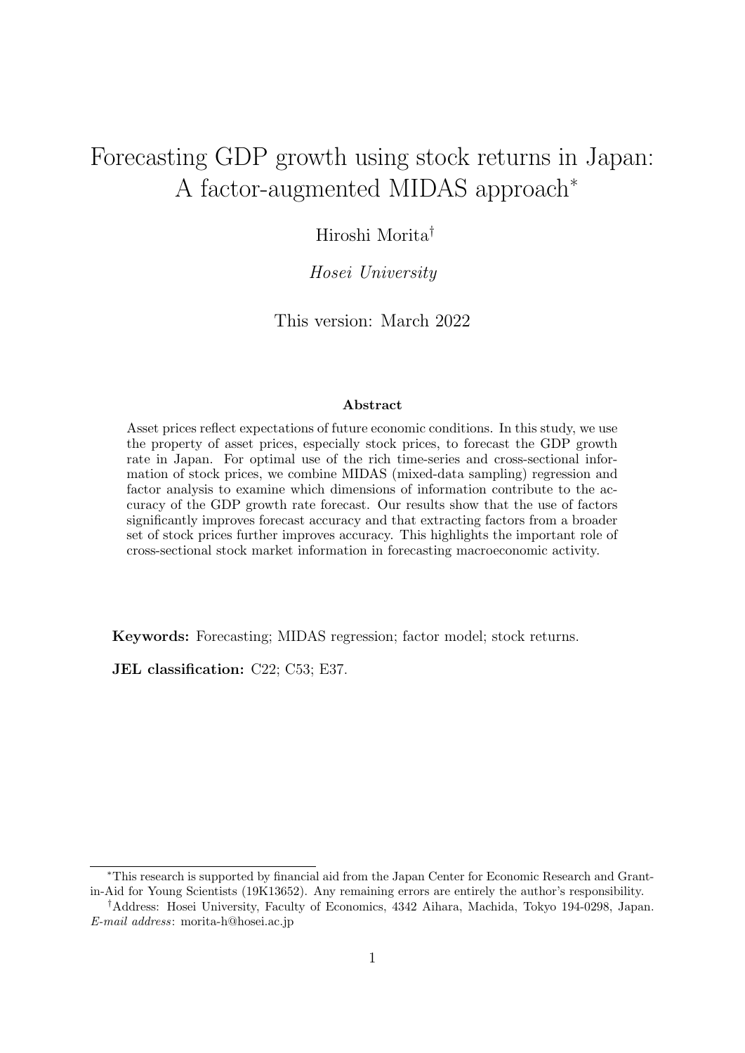# Forecasting GDP growth using stock returns in Japan: A factor-augmented MIDAS approach*

Hiroshi Morita†

*Hosei University*

This version: March 2022

**Abstract**

Asset prices reflect expectations of future economic conditions. In this study, we use the property of asset prices, especially stock prices, to forecast the GDP growth rate in Japan. For optimal use of the rich time-series and cross-sectional information of stock prices, we combine MIDAS (mixed-data sampling) regression and factor analysis to examine which dimensions of information contribute to the accuracy of the GDP growth rate forecast. Our results show that the use of factors significantly improves forecast accuracy and that extracting factors from a broader set of stock prices further improves accuracy. This highlights the important role of cross-sectional stock market information in forecasting macroeconomic activity.

**Keywords:** Forecasting; MIDAS regression; factor model; stock returns.

**JEL classification:** C22; C53; E37.

---

*This research is supported by financial aid from the Japan Center for Economic Research and Grant-in-Aid for Young Scientists (19K13652). Any remaining errors are entirely the author's responsibility.

†Address: Hosei University, Faculty of Economics, 4342 Aihara, Machida, Tokyo 194-0298, Japan. *E-mail address*: morita-h@hosei.ac.jp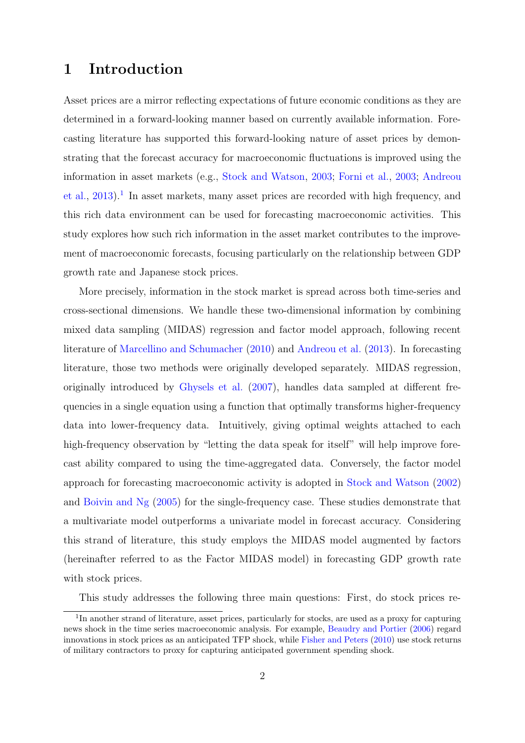# 1 Introduction

Asset prices are a mirror reflecting expectations of future economic conditions as they are determined in a forward-looking manner based on currently available information. Forecasting literature has supported this forward-looking nature of asset prices by demonstrating that the forecast accuracy for macroeconomic fluctuations is improved using the information in asset markets (e.g., Stock and Watson, 2003; Forni et al., 2003; Andreou et al., 2013).[1] In asset markets, many asset prices are recorded with high frequency, and this rich data environment can be used for forecasting macroeconomic activities. This study explores how such rich information in the asset market contributes to the improvement of macroeconomic forecasts, focusing particularly on the relationship between GDP growth rate and Japanese stock prices.

More precisely, information in the stock market is spread across both time-series and cross-sectional dimensions. We handle these two-dimensional information by combining mixed data sampling (MIDAS) regression and factor model approach, following recent literature of Marcellino and Schumacher (2010) and Andreou et al. (2013). In forecasting literature, those two methods were originally developed separately. MIDAS regression, originally introduced by Ghysels et al. (2007), handles data sampled at different frequencies in a single equation using a function that optimally transforms higher-frequency data into lower-frequency data. Intuitively, giving optimal weights attached to each high-frequency observation by "letting the data speak for itself" will help improve forecast ability compared to using the time-aggregated data. Conversely, the factor model approach for forecasting macroeconomic activity is adopted in Stock and Watson (2002) and Boivin and Ng (2005) for the single-frequency case. These studies demonstrate that a multivariate model outperforms a univariate model in forecast accuracy. Considering this strand of literature, this study employs the MIDAS model augmented by factors (hereinafter referred to as the Factor MIDAS model) in forecasting GDP growth rate with stock prices.

This study addresses the following three main questions: First, do stock prices re-

[1] In another strand of literature, asset prices, particularly for stocks, are used as a proxy for capturing news shock in the time series macroeconomic analysis. For example, Beaudry and Portier (2006) regard innovations in stock prices as an anticipated TFP shock, while Fisher and Peters (2010) use stock returns of military contractors to proxy for capturing anticipated government spending shock.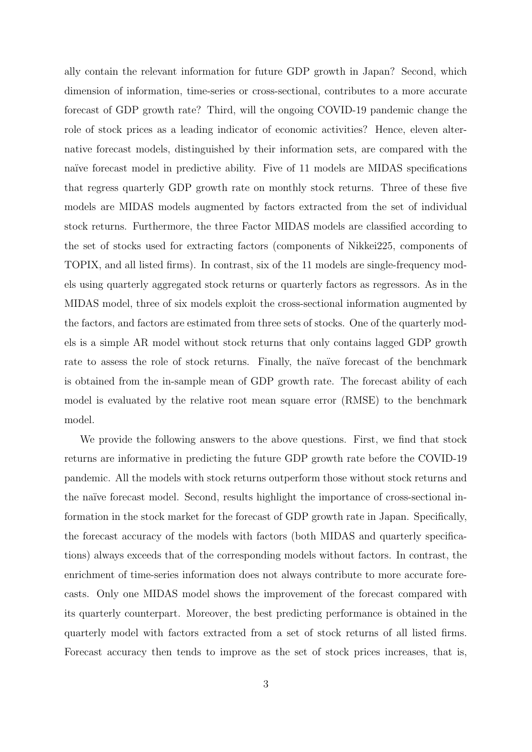ally contain the relevant information for future GDP growth in Japan? Second, which dimension of information, time-series or cross-sectional, contributes to a more accurate forecast of GDP growth rate? Third, will the ongoing COVID-19 pandemic change the role of stock prices as a leading indicator of economic activities? Hence, eleven alternative forecast models, distinguished by their information sets, are compared with the naïve forecast model in predictive ability. Five of 11 models are MIDAS specifications that regress quarterly GDP growth rate on monthly stock returns. Three of these five models are MIDAS models augmented by factors extracted from the set of individual stock returns. Furthermore, the three Factor MIDAS models are classified according to the set of stocks used for extracting factors (components of Nikkei225, components of TOPIX, and all listed firms). In contrast, six of the 11 models are single-frequency models using quarterly aggregated stock returns or quarterly factors as regressors. As in the MIDAS model, three of six models exploit the cross-sectional information augmented by the factors, and factors are estimated from three sets of stocks. One of the quarterly models is a simple AR model without stock returns that only contains lagged GDP growth rate to assess the role of stock returns. Finally, the naïve forecast of the benchmark is obtained from the in-sample mean of GDP growth rate. The forecast ability of each model is evaluated by the relative root mean square error (RMSE) to the benchmark model.

We provide the following answers to the above questions. First, we find that stock returns are informative in predicting the future GDP growth rate before the COVID-19 pandemic. All the models with stock returns outperform those without stock returns and the naïve forecast model. Second, results highlight the importance of cross-sectional information in the stock market for the forecast of GDP growth rate in Japan. Specifically, the forecast accuracy of the models with factors (both MIDAS and quarterly specifications) always exceeds that of the corresponding models without factors. In contrast, the enrichment of time-series information does not always contribute to more accurate forecasts. Only one MIDAS model shows the improvement of the forecast compared with its quarterly counterpart. Moreover, the best predicting performance is obtained in the quarterly model with factors extracted from a set of stock returns of all listed firms. Forecast accuracy then tends to improve as the set of stock prices increases, that is,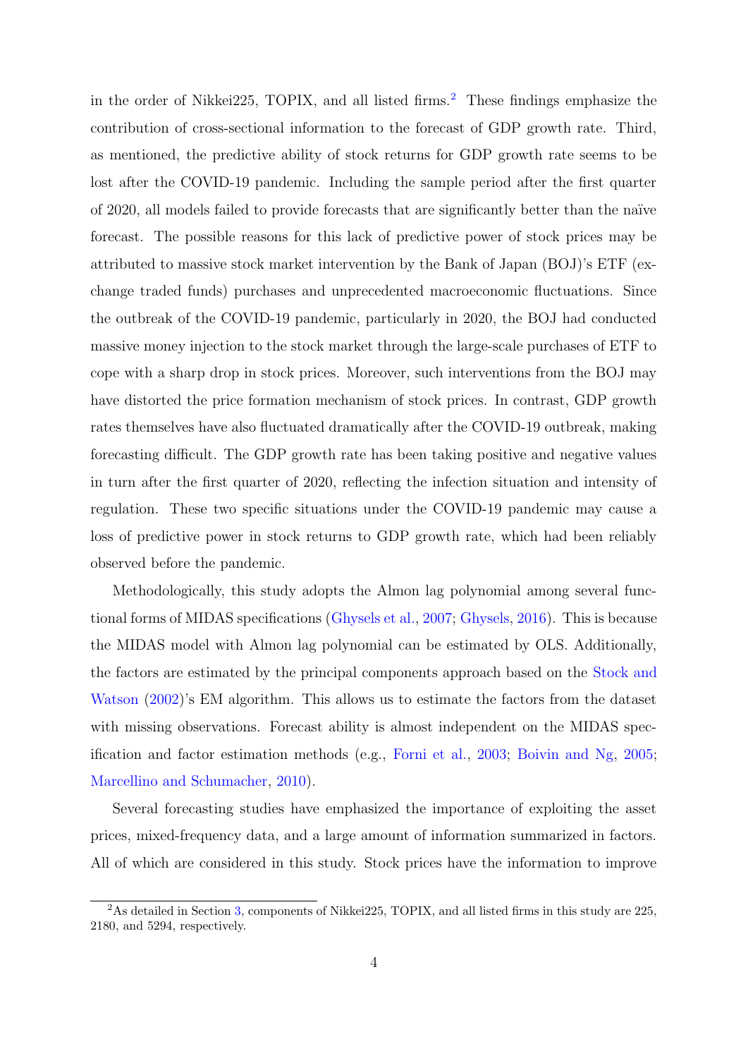in the order of Nikkei225, TOPIX, and all listed firms.[2] These findings emphasize the contribution of cross-sectional information to the forecast of GDP growth rate. Third, as mentioned, the predictive ability of stock returns for GDP growth rate seems to be lost after the COVID-19 pandemic. Including the sample period after the first quarter of 2020, all models failed to provide forecasts that are significantly better than the naïve forecast. The possible reasons for this lack of predictive power of stock prices may be attributed to massive stock market intervention by the Bank of Japan (BOJ)'s ETF (exchange traded funds) purchases and unprecedented macroeconomic fluctuations. Since the outbreak of the COVID-19 pandemic, particularly in 2020, the BOJ had conducted massive money injection to the stock market through the large-scale purchases of ETF to cope with a sharp drop in stock prices. Moreover, such interventions from the BOJ may have distorted the price formation mechanism of stock prices. In contrast, GDP growth rates themselves have also fluctuated dramatically after the COVID-19 outbreak, making forecasting difficult. The GDP growth rate has been taking positive and negative values in turn after the first quarter of 2020, reflecting the infection situation and intensity of regulation. These two specific situations under the COVID-19 pandemic may cause a loss of predictive power in stock returns to GDP growth rate, which had been reliably observed before the pandemic.

Methodologically, this study adopts the Almon lag polynomial among several functional forms of MIDAS specifications (Ghysels et al., 2007; Ghysels, 2016). This is because the MIDAS model with Almon lag polynomial can be estimated by OLS. Additionally, the factors are estimated by the principal components approach based on the Stock and Watson (2002)'s EM algorithm. This allows us to estimate the factors from the dataset with missing observations. Forecast ability is almost independent on the MIDAS specification and factor estimation methods (e.g., Forni et al., 2003; Boivin and Ng, 2005; Marcellino and Schumacher, 2010).

Several forecasting studies have emphasized the importance of exploiting the asset prices, mixed-frequency data, and a large amount of information summarized in factors. All of which are considered in this study. Stock prices have the information to improve

[2] As detailed in Section 3, components of Nikkei225, TOPIX, and all listed firms in this study are 225, 2180, and 5294, respectively.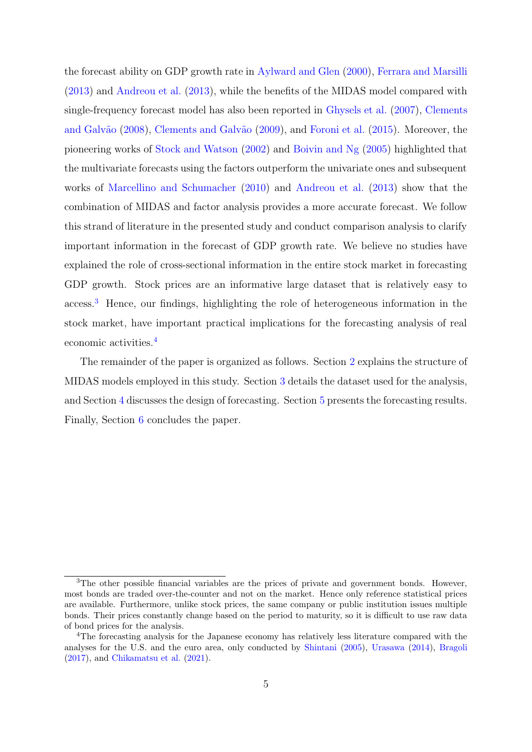the forecast ability on GDP growth rate in Aylward and Glen (2000), Ferrara and Marsilli (2013) and Andreou et al. (2013), while the benefits of the MIDAS model compared with single-frequency forecast model has also been reported in Ghysels et al. (2007), Clements and Galvão (2008), Clements and Galvão (2009), and Foroni et al. (2015). Moreover, the pioneering works of Stock and Watson (2002) and Boivin and Ng (2005) highlighted that the multivariate forecasts using the factors outperform the univariate ones and subsequent works of Marcellino and Schumacher (2010) and Andreou et al. (2013) show that the combination of MIDAS and factor analysis provides a more accurate forecast. We follow this strand of literature in the presented study and conduct comparison analysis to clarify important information in the forecast of GDP growth rate. We believe no studies have explained the role of cross-sectional information in the entire stock market in forecasting GDP growth. Stock prices are an informative large dataset that is relatively easy to access.[3] Hence, our findings, highlighting the role of heterogeneous information in the stock market, have important practical implications for the forecasting analysis of real economic activities.[4]

The remainder of the paper is organized as follows. Section 2 explains the structure of MIDAS models employed in this study. Section 3 details the dataset used for the analysis, and Section 4 discusses the design of forecasting. Section 5 presents the forecasting results. Finally, Section 6 concludes the paper.

[3]The other possible financial variables are the prices of private and government bonds. However, most bonds are traded over-the-counter and not on the market. Hence only reference statistical prices are available. Furthermore, unlike stock prices, the same company or public institution issues multiple bonds. Their prices constantly change based on the period to maturity, so it is difficult to use raw data of bond prices for the analysis.

[4]The forecasting analysis for the Japanese economy has relatively less literature compared with the analyses for the U.S. and the euro area, only conducted by Shintani (2005), Urasawa (2014), Bragoli (2017), and Chikamatsu et al. (2021).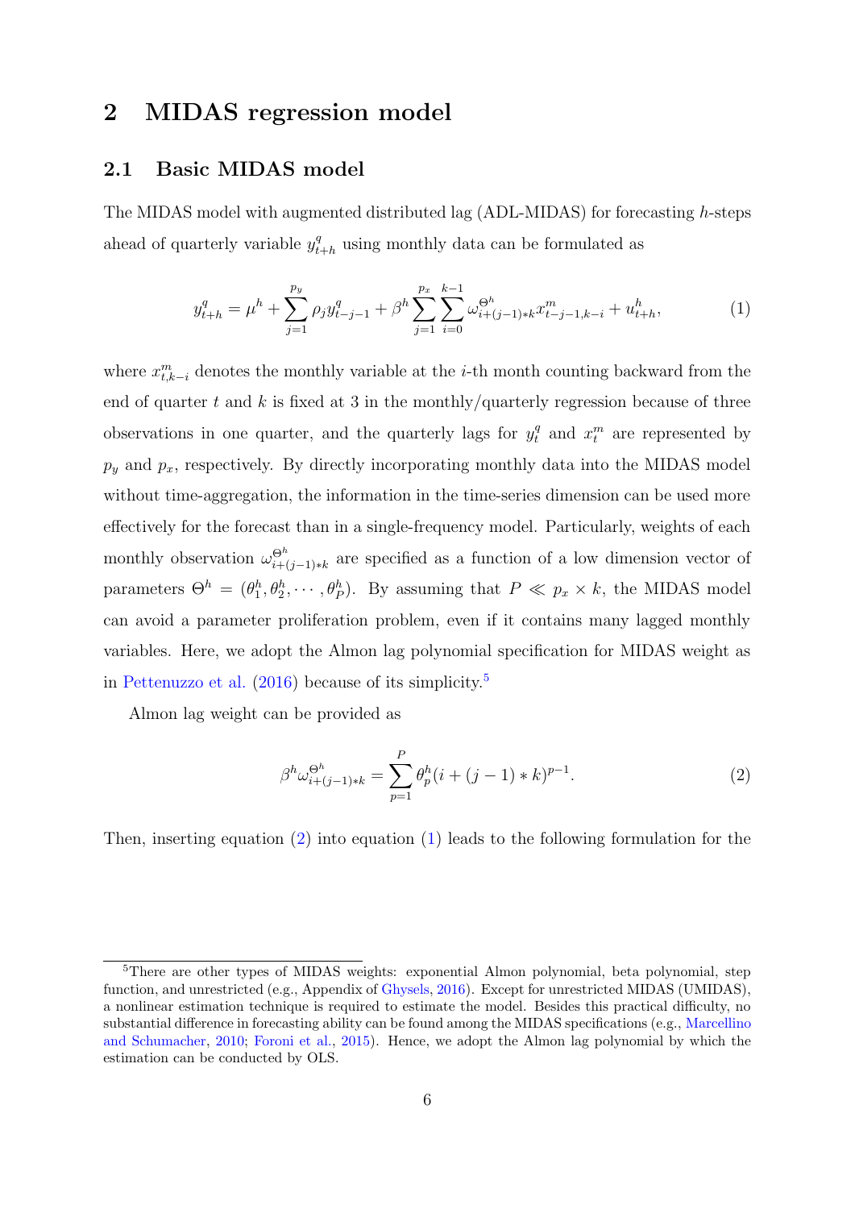## 2 MIDAS regression model

### 2.1 Basic MIDAS model

The MIDAS model with augmented distributed lag (ADL-MIDAS) for forecasting $h$-steps ahead of quarterly variable $y^q_{t+h}$ using monthly data can be formulated as

$$y^q_{t+h} = \mu^h + \sum_{j=1}^{p_y} \rho_j y^q_{t-j-1} + \beta^h \sum_{j=1}^{p_x} \sum_{i=0}^{k-1} \omega^{\Theta^h}_{i+(j-1)*k} x^m_{t-j-1,k-i} + u^h_{t+h}, \tag{1}$$

where $x^m_{t,k-i}$ denotes the monthly variable at the $i$-th month counting backward from the end of quarter $t$ and $k$ is fixed at 3 in the monthly/quarterly regression because of three observations in one quarter, and the quarterly lags for $y^q_t$ and $x^m_t$ are represented by $p_y$ and $p_x$, respectively. By directly incorporating monthly data into the MIDAS model without time-aggregation, the information in the time-series dimension can be used more effectively for the forecast than in a single-frequency model. Particularly, weights of each monthly observation $\omega^{\Theta^h}_{i+(j-1)*k}$ are specified as a function of a low dimension vector of parameters $\Theta^h = (\theta^h_1, \theta^h_2, \cdots, \theta^h_P)$. By assuming that $P \ll p_x \times k$, the MIDAS model can avoid a parameter proliferation problem, even if it contains many lagged monthly variables. Here, we adopt the Almon lag polynomial specification for MIDAS weight as in Pettenuzzo et al. (2016) because of its simplicity.[5]

Almon lag weight can be provided as

$$\beta^h \omega^{\Theta^h}_{i+(j-1)*k} = \sum_{p=1}^{P} \theta^h_p (i + (j-1) * k)^{p-1}. \tag{2}$$

Then, inserting equation (2) into equation (1) leads to the following formulation for the

[5] There are other types of MIDAS weights: exponential Almon polynomial, beta polynomial, step function, and unrestricted (e.g., Appendix of Ghysels, 2016). Except for unrestricted MIDAS (UMIDAS), a nonlinear estimation technique is required to estimate the model. Besides this practical difficulty, no substantial difference in forecasting ability can be found among the MIDAS specifications (e.g., Marcellino and Schumacher, 2010; Foroni et al., 2015). Hence, we adopt the Almon lag polynomial by which the estimation can be conducted by OLS.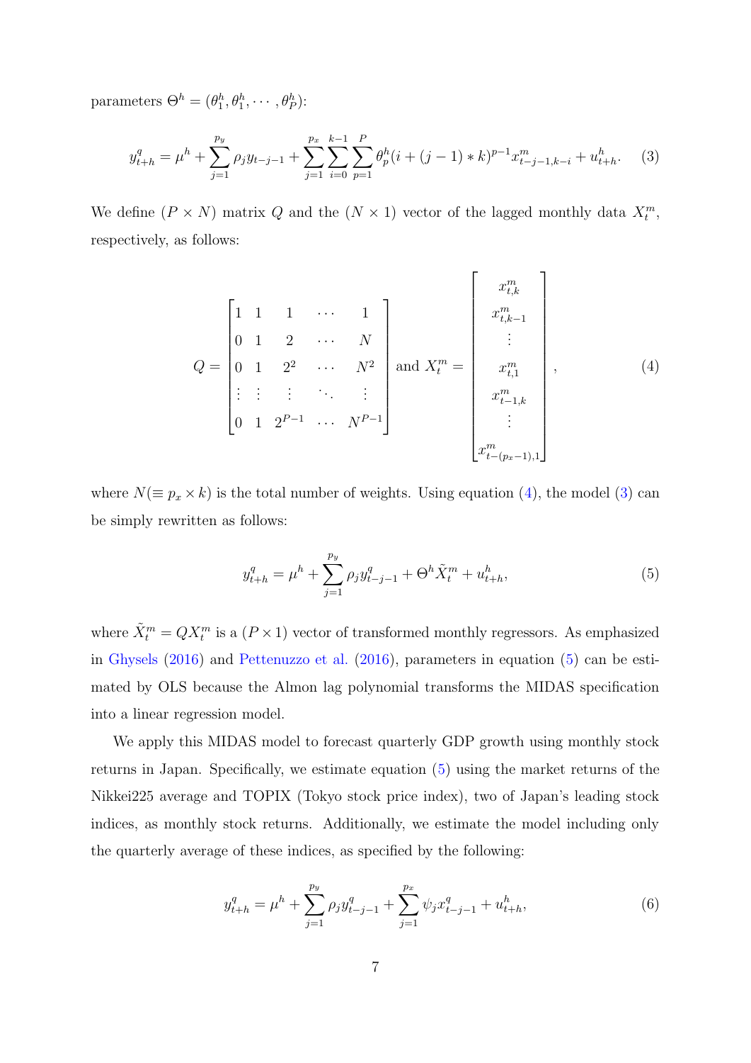parameters $\Theta^h = (\theta_1^h, \theta_1^h, \cdots, \theta_P^h)$:

$$y_{t+h}^q = \mu^h + \sum_{j=1}^{p_y} \rho_j y_{t-j-1} + \sum_{j=1}^{p_x} \sum_{i=0}^{k-1} \sum_{p=1}^{P} \theta_p^h (i + (j-1) * k)^{p-1} x_{t-j-1,k-i}^m + u_{t+h}^h. \tag{3}$$

We define $(P \times N)$ matrix $Q$ and the $(N \times 1)$ vector of the lagged monthly data $X_t^m$, respectively, as follows:

$$Q = \begin{bmatrix} 1 & 1 & 1 & \cdots & 1 \\ 0 & 1 & 2 & \cdots & N \\ 0 & 1 & 2^2 & \cdots & N^2 \\ \vdots & \vdots & \vdots & \ddots & \vdots \\ 0 & 1 & 2^{P-1} & \cdots & N^{P-1} \end{bmatrix} \text{ and } X_t^m = \begin{bmatrix} x_{t,k}^m \\ x_{t,k-1}^m \\ \vdots \\ x_{t,1}^m \\ x_{t-1,k}^m \\ \vdots \\ x_{t-(p_x-1),1}^m \end{bmatrix}, \tag{4}$$

where $N (\equiv p_x \times k)$ is the total number of weights. Using equation (4), the model (3) can be simply rewritten as follows:

$$y_{t+h}^q = \mu^h + \sum_{j=1}^{p_y} \rho_j y_{t-j-1}^q + \Theta^h \tilde{X}_t^m + u_{t+h}^h, \tag{5}$$

where $\tilde{X}_t^m = Q X_t^m$ is a $(P \times 1)$ vector of transformed monthly regressors. As emphasized in Ghysels (2016) and Pettenuzzo et al. (2016), parameters in equation (5) can be estimated by OLS because the Almon lag polynomial transforms the MIDAS specification into a linear regression model.

We apply this MIDAS model to forecast quarterly GDP growth using monthly stock returns in Japan. Specifically, we estimate equation (5) using the market returns of the Nikkei225 average and TOPIX (Tokyo stock price index), two of Japan's leading stock indices, as monthly stock returns. Additionally, we estimate the model including only the quarterly average of these indices, as specified by the following:

$$y_{t+h}^q = \mu^h + \sum_{j=1}^{p_y} \rho_j y_{t-j-1}^q + \sum_{j=1}^{p_x} \psi_j x_{t-j-1}^q + u_{t+h}^h, \tag{6}$$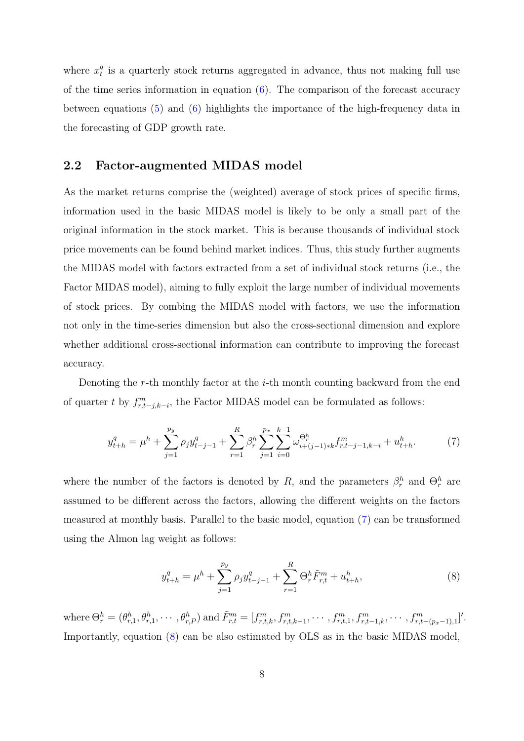where $x_t^q$ is a quarterly stock returns aggregated in advance, thus not making full use of the time series information in equation (6). The comparison of the forecast accuracy between equations (5) and (6) highlights the importance of the high-frequency data in the forecasting of GDP growth rate.

## 2.2 Factor-augmented MIDAS model

As the market returns comprise the (weighted) average of stock prices of specific firms, information used in the basic MIDAS model is likely to be only a small part of the original information in the stock market. This is because thousands of individual stock price movements can be found behind market indices. Thus, this study further augments the MIDAS model with factors extracted from a set of individual stock returns (i.e., the Factor MIDAS model), aiming to fully exploit the large number of individual movements of stock prices. By combing the MIDAS model with factors, we use the information not only in the time-series dimension but also the cross-sectional dimension and explore whether additional cross-sectional information can contribute to improving the forecast accuracy.

Denoting the $r$-th monthly factor at the $i$-th month counting backward from the end of quarter $t$ by $f_{r,t-j,k-i}^m$, the Factor MIDAS model can be formulated as follows:

$$y_{t+h}^q = \mu^h + \sum_{j=1}^{p_y} \rho_j y_{t-j-1}^q + \sum_{r=1}^{R} \beta_r^h \sum_{j=1}^{p_x} \sum_{i=0}^{k-1} \omega_{i+(j-1)*k}^{\Theta_r^h} f_{r,t-j-1,k-i}^m + u_{t+h}^h. \tag{7}$$

where the number of the factors is denoted by $R$, and the parameters $\beta_r^h$ and $\Theta_r^h$ are assumed to be different across the factors, allowing the different weights on the factors measured at monthly basis. Parallel to the basic model, equation (7) can be transformed using the Almon lag weight as follows:

$$y_{t+h}^q = \mu^h + \sum_{j=1}^{p_y} \rho_j y_{t-j-1}^q + \sum_{r=1}^{R} \Theta_r^h \tilde{F}_{r,t}^m + u_{t+h}^h, \tag{8}$$

where $\Theta_r^h = (\theta_{r,1}^h, \theta_{r,1}^h, \cdots, \theta_{r,P}^h)$ and $\tilde{F}_{r,t}^m = [f_{r,t,k}^m, f_{r,t,k-1}^m, \cdots, f_{r,t,1}^m, f_{r,t-1,k}^m, \cdots, f_{r,t-(p_x-1),1}^m]'$. Importantly, equation (8) can be also estimated by OLS as in the basic MIDAS model,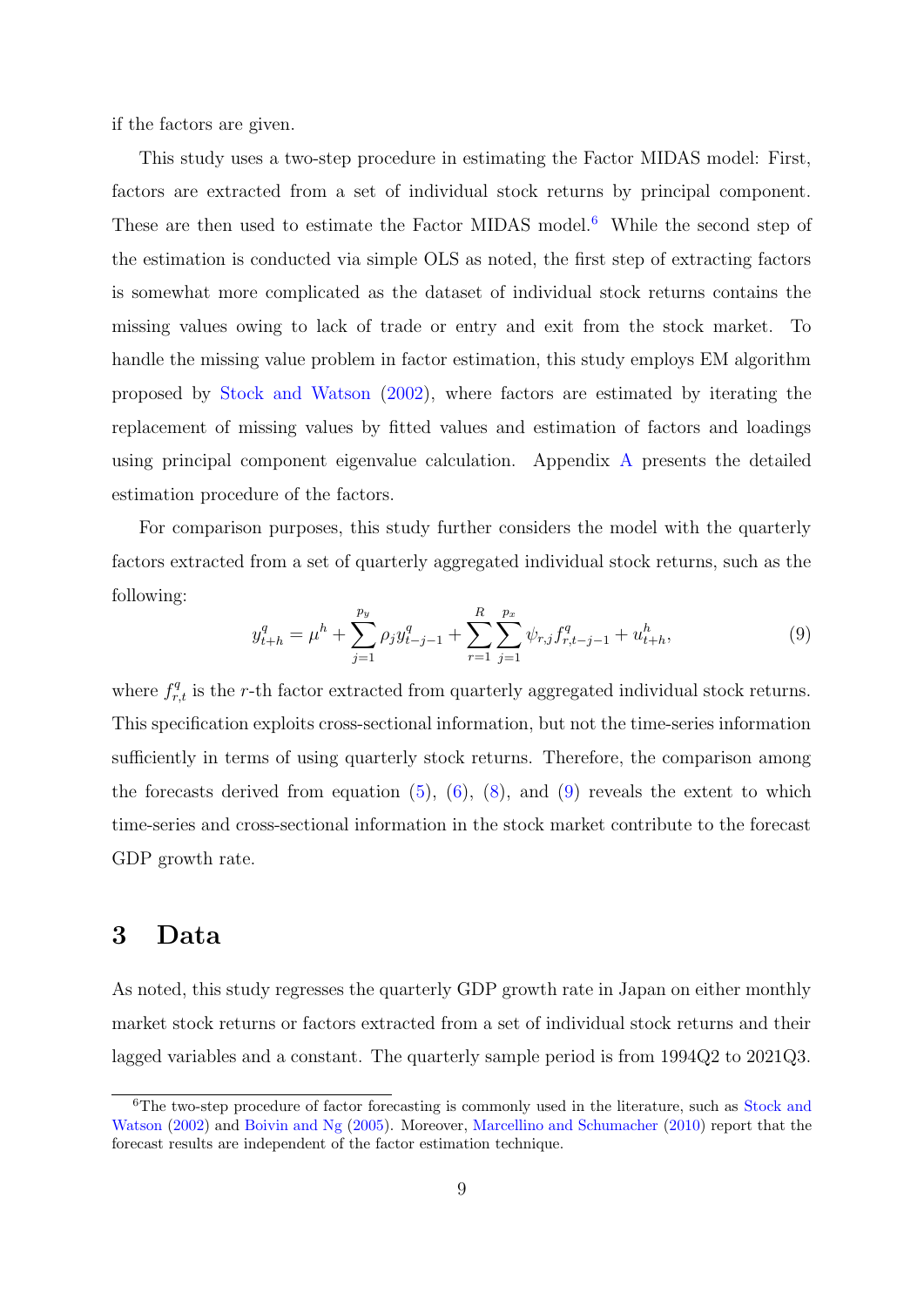if the factors are given.

This study uses a two-step procedure in estimating the Factor MIDAS model: First, factors are extracted from a set of individual stock returns by principal component. These are then used to estimate the Factor MIDAS model.[6] While the second step of the estimation is conducted via simple OLS as noted, the first step of extracting factors is somewhat more complicated as the dataset of individual stock returns contains the missing values owing to lack of trade or entry and exit from the stock market. To handle the missing value problem in factor estimation, this study employs EM algorithm proposed by Stock and Watson (2002), where factors are estimated by iterating the replacement of missing values by fitted values and estimation of factors and loadings using principal component eigenvalue calculation. Appendix A presents the detailed estimation procedure of the factors.

For comparison purposes, this study further considers the model with the quarterly factors extracted from a set of quarterly aggregated individual stock returns, such as the following:

$$y^q_{t+h} = \mu^h + \sum_{j=1}^{p_y} \rho_j y^q_{t-j-1} + \sum_{r=1}^{R} \sum_{j=1}^{p_x} \psi_{r,j} f^q_{r,t-j-1} + u^h_{t+h}, \tag{9}$$

where $f^q_{r,t}$ is the $r$-th factor extracted from quarterly aggregated individual stock returns. This specification exploits cross-sectional information, but not the time-series information sufficiently in terms of using quarterly stock returns. Therefore, the comparison among the forecasts derived from equation (5), (6), (8), and (9) reveals the extent to which time-series and cross-sectional information in the stock market contribute to the forecast GDP growth rate.

# 3 Data

As noted, this study regresses the quarterly GDP growth rate in Japan on either monthly market stock returns or factors extracted from a set of individual stock returns and their lagged variables and a constant. The quarterly sample period is from 1994Q2 to 2021Q3.

[6] The two-step procedure of factor forecasting is commonly used in the literature, such as Stock and Watson (2002) and Boivin and Ng (2005). Moreover, Marcellino and Schumacher (2010) report that the forecast results are independent of the factor estimation technique.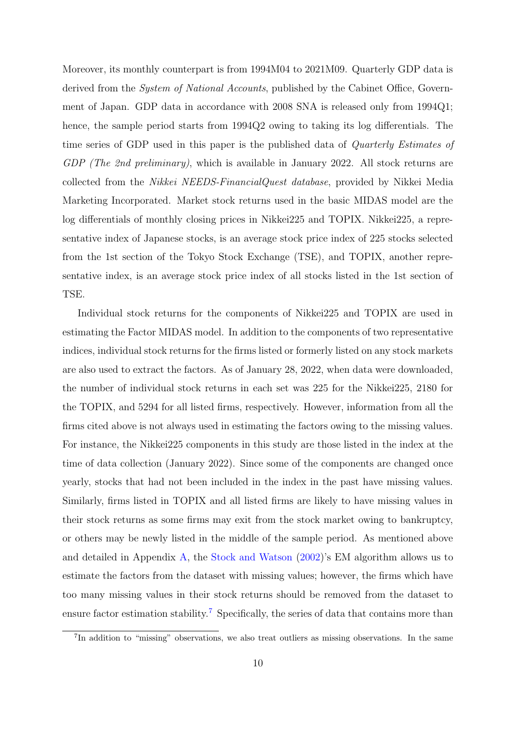Moreover, its monthly counterpart is from 1994M04 to 2021M09. Quarterly GDP data is derived from the *System of National Accounts*, published by the Cabinet Office, Government of Japan. GDP data in accordance with 2008 SNA is released only from 1994Q1; hence, the sample period starts from 1994Q2 owing to taking its log differentials. The time series of GDP used in this paper is the published data of *Quarterly Estimates of GDP (The 2nd preliminary)*, which is available in January 2022. All stock returns are collected from the *Nikkei NEEDS-FinancialQuest database*, provided by Nikkei Media Marketing Incorporated. Market stock returns used in the basic MIDAS model are the log differentials of monthly closing prices in Nikkei225 and TOPIX. Nikkei225, a representative index of Japanese stocks, is an average stock price index of 225 stocks selected from the 1st section of the Tokyo Stock Exchange (TSE), and TOPIX, another representative index, is an average stock price index of all stocks listed in the 1st section of TSE.

Individual stock returns for the components of Nikkei225 and TOPIX are used in estimating the Factor MIDAS model. In addition to the components of two representative indices, individual stock returns for the firms listed or formerly listed on any stock markets are also used to extract the factors. As of January 28, 2022, when data were downloaded, the number of individual stock returns in each set was 225 for the Nikkei225, 2180 for the TOPIX, and 5294 for all listed firms, respectively. However, information from all the firms cited above is not always used in estimating the factors owing to the missing values. For instance, the Nikkei225 components in this study are those listed in the index at the time of data collection (January 2022). Since some of the components are changed once yearly, stocks that had not been included in the index in the past have missing values. Similarly, firms listed in TOPIX and all listed firms are likely to have missing values in their stock returns as some firms may exit from the stock market owing to bankruptcy, or others may be newly listed in the middle of the sample period. As mentioned above and detailed in Appendix A, the Stock and Watson (2002)'s EM algorithm allows us to estimate the factors from the dataset with missing values; however, the firms which have too many missing values in their stock returns should be removed from the dataset to ensure factor estimation stability.[7] Specifically, the series of data that contains more than

[7] In addition to "missing" observations, we also treat outliers as missing observations. In the same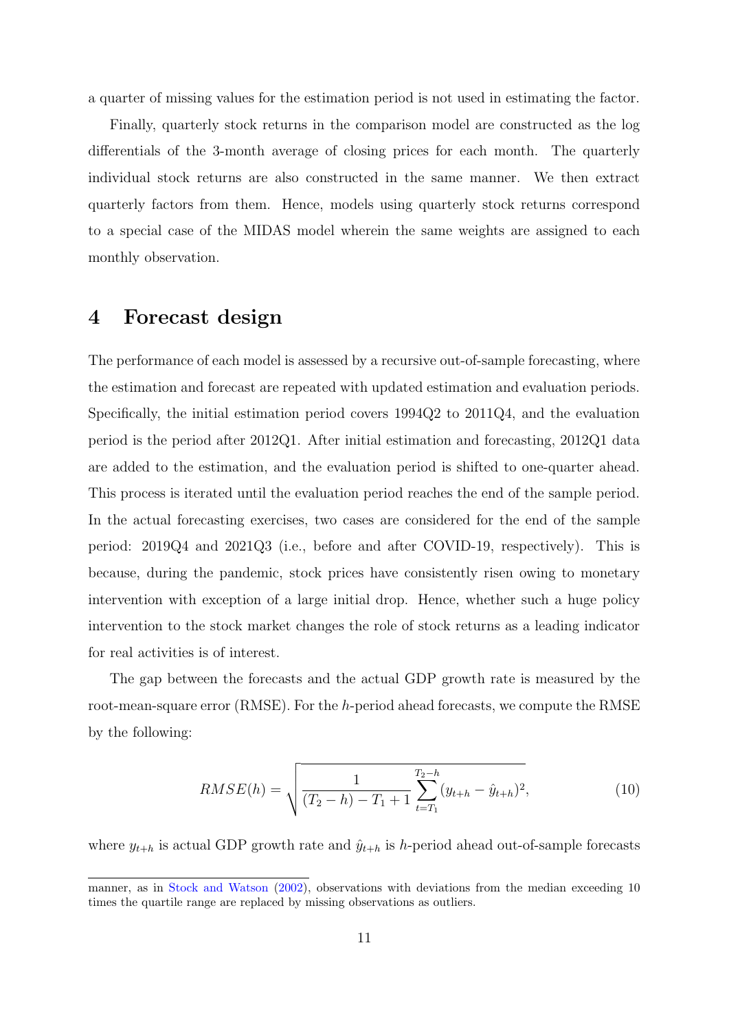a quarter of missing values for the estimation period is not used in estimating the factor.

Finally, quarterly stock returns in the comparison model are constructed as the log differentials of the 3-month average of closing prices for each month. The quarterly individual stock returns are also constructed in the same manner. We then extract quarterly factors from them. Hence, models using quarterly stock returns correspond to a special case of the MIDAS model wherein the same weights are assigned to each monthly observation.

# 4 Forecast design

The performance of each model is assessed by a recursive out-of-sample forecasting, where the estimation and forecast are repeated with updated estimation and evaluation periods. Specifically, the initial estimation period covers 1994Q2 to 2011Q4, and the evaluation period is the period after 2012Q1. After initial estimation and forecasting, 2012Q1 data are added to the estimation, and the evaluation period is shifted to one-quarter ahead. This process is iterated until the evaluation period reaches the end of the sample period. In the actual forecasting exercises, two cases are considered for the end of the sample period: 2019Q4 and 2021Q3 (i.e., before and after COVID-19, respectively). This is because, during the pandemic, stock prices have consistently risen owing to monetary intervention with exception of a large initial drop. Hence, whether such a huge policy intervention to the stock market changes the role of stock returns as a leading indicator for real activities is of interest.

The gap between the forecasts and the actual GDP growth rate is measured by the root-mean-square error (RMSE). For the $h$-period ahead forecasts, we compute the RMSE by the following:

$$RMSE(h) = \sqrt{\frac{1}{(T_2 - h) - T_1 + 1} \sum_{t=T_1}^{T_2-h} (y_{t+h} - \hat{y}_{t+h})^2}, \tag{10}$$

where $y_{t+h}$ is actual GDP growth rate and $\hat{y}_{t+h}$ is $h$-period ahead out-of-sample forecasts

manner, as in Stock and Watson (2002), observations with deviations from the median exceeding 10 times the quartile range are replaced by missing observations as outliers.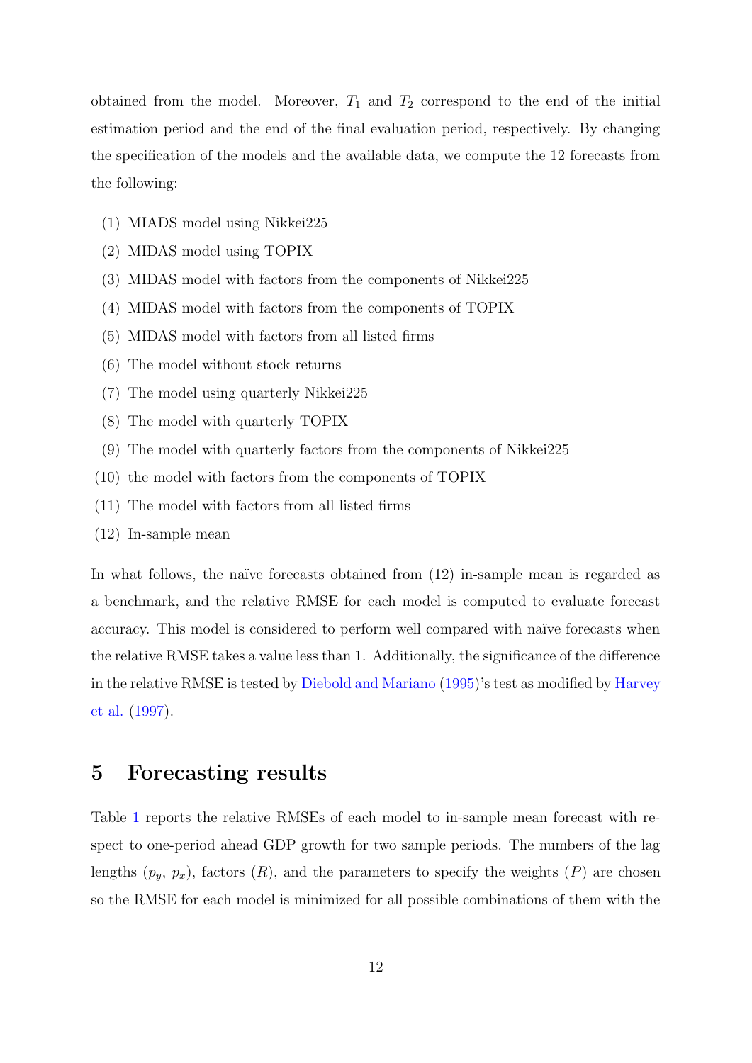obtained from the model. Moreover, $T_1$ and $T_2$ correspond to the end of the initial estimation period and the end of the final evaluation period, respectively. By changing the specification of the models and the available data, we compute the 12 forecasts from the following:

(1) MIADS model using Nikkei225

(2) MIDAS model using TOPIX

(3) MIDAS model with factors from the components of Nikkei225

(4) MIDAS model with factors from the components of TOPIX

(5) MIDAS model with factors from all listed firms

(6) The model without stock returns

(7) The model using quarterly Nikkei225

(8) The model with quarterly TOPIX

(9) The model with quarterly factors from the components of Nikkei225

(10) the model with factors from the components of TOPIX

(11) The model with factors from all listed firms

(12) In-sample mean

In what follows, the naïve forecasts obtained from (12) in-sample mean is regarded as a benchmark, and the relative RMSE for each model is computed to evaluate forecast accuracy. This model is considered to perform well compared with naïve forecasts when the relative RMSE takes a value less than 1. Additionally, the significance of the difference in the relative RMSE is tested by Diebold and Mariano (1995)'s test as modified by Harvey et al. (1997).

## 5 Forecasting results

Table 1 reports the relative RMSEs of each model to in-sample mean forecast with respect to one-period ahead GDP growth for two sample periods. The numbers of the lag lengths ($p_y$, $p_x$), factors ($R$), and the parameters to specify the weights ($P$) are chosen so the RMSE for each model is minimized for all possible combinations of them with the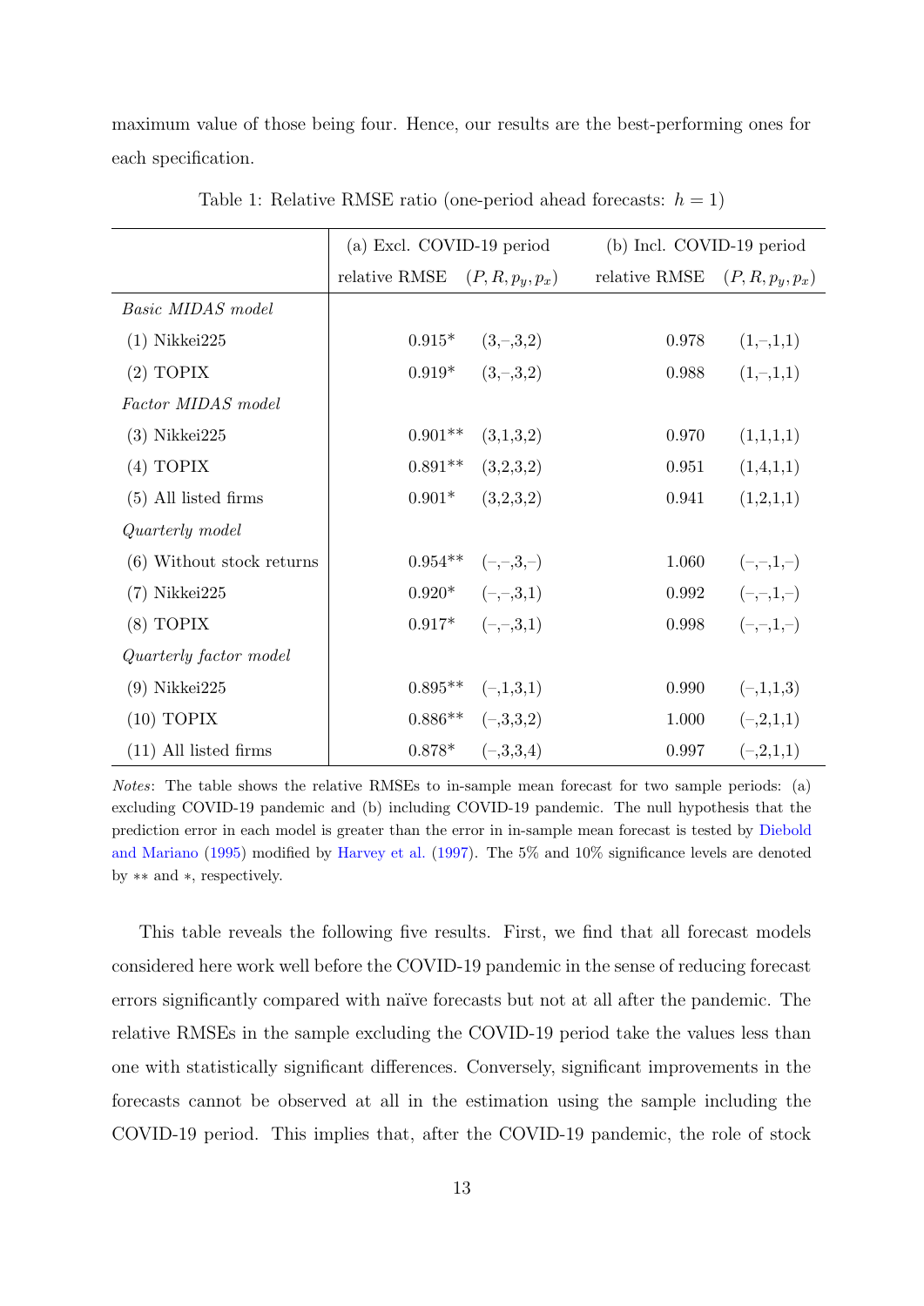maximum value of those being four. Hence, our results are the best-performing ones for each specification.

Table 1: Relative RMSE ratio (one-period ahead forecasts: $h = 1$)

| | (a) Excl. COVID-19 period | | (b) Incl. COVID-19 period | |
|---|---|---|---|---|
| | relative RMSE | $(P, R, p_y, p_x)$ | relative RMSE | $(P, R, p_y, p_x)$ |
| *Basic MIDAS model* | | | | |
| (1) Nikkei225 | 0.915* | (3,–,3,2) | 0.978 | (1,–,1,1) |
| (2) TOPIX | 0.919* | (3,–,3,2) | 0.988 | (1,–,1,1) |
| *Factor MIDAS model* | | | | |
| (3) Nikkei225 | 0.901** | (3,1,3,2) | 0.970 | (1,1,1,1) |
| (4) TOPIX | 0.891** | (3,2,3,2) | 0.951 | (1,4,1,1) |
| (5) All listed firms | 0.901* | (3,2,3,2) | 0.941 | (1,2,1,1) |
| *Quarterly model* | | | | |
| (6) Without stock returns | 0.954** | (–,–,3,–) | 1.060 | (–,–,1,–) |
| (7) Nikkei225 | 0.920* | (–,–,3,1) | 0.992 | (–,–,1,–) |
| (8) TOPIX | 0.917* | (–,–,3,1) | 0.998 | (–,–,1,–) |
| *Quarterly factor model* | | | | |
| (9) Nikkei225 | 0.895** | (–,1,3,1) | 0.990 | (–,1,1,3) |
| (10) TOPIX | 0.886** | (–,3,3,2) | 1.000 | (–,2,1,1) |
| (11) All listed firms | 0.878* | (–,3,3,4) | 0.997 | (–,2,1,1) |

*Notes*: The table shows the relative RMSEs to in-sample mean forecast for two sample periods: (a) excluding COVID-19 pandemic and (b) including COVID-19 pandemic. The null hypothesis that the prediction error in each model is greater than the error in in-sample mean forecast is tested by Diebold and Mariano (1995) modified by Harvey et al. (1997). The 5% and 10% significance levels are denoted by ** and *, respectively.

This table reveals the following five results. First, we find that all forecast models considered here work well before the COVID-19 pandemic in the sense of reducing forecast errors significantly compared with naïve forecasts but not at all after the pandemic. The relative RMSEs in the sample excluding the COVID-19 period take the values less than one with statistically significant differences. Conversely, significant improvements in the forecasts cannot be observed at all in the estimation using the sample including the COVID-19 period. This implies that, after the COVID-19 pandemic, the role of stock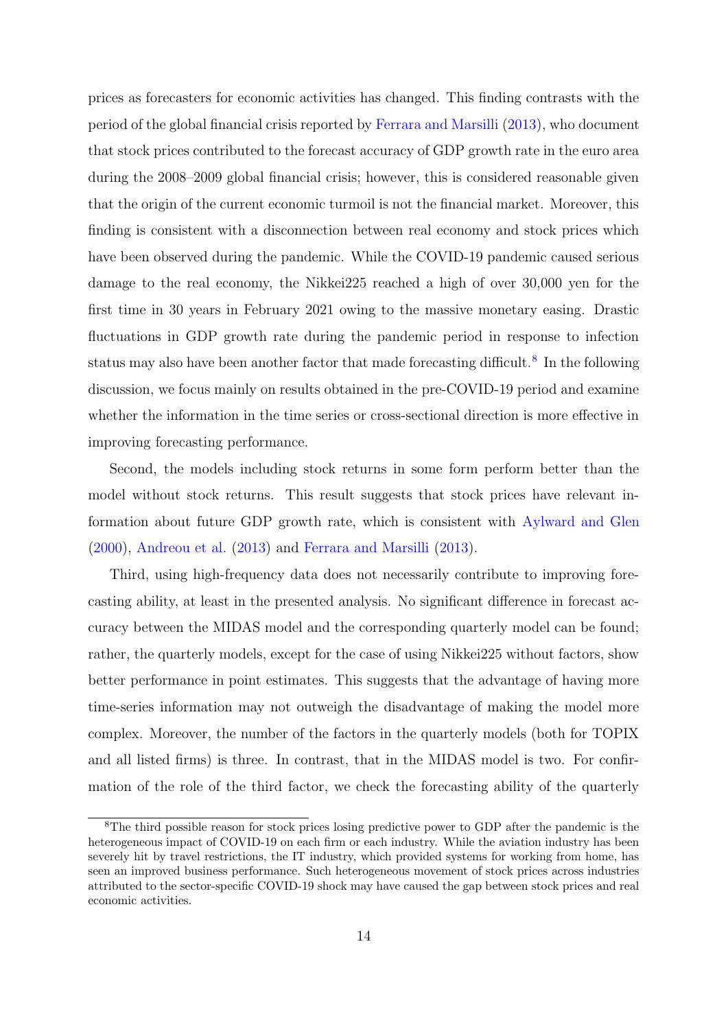prices as forecasters for economic activities has changed. This finding contrasts with the period of the global financial crisis reported by Ferrara and Marsilli (2013), who document that stock prices contributed to the forecast accuracy of GDP growth rate in the euro area during the 2008–2009 global financial crisis; however, this is considered reasonable given that the origin of the current economic turmoil is not the financial market. Moreover, this finding is consistent with a disconnection between real economy and stock prices which have been observed during the pandemic. While the COVID-19 pandemic caused serious damage to the real economy, the Nikkei225 reached a high of over 30,000 yen for the first time in 30 years in February 2021 owing to the massive monetary easing. Drastic fluctuations in GDP growth rate during the pandemic period in response to infection status may also have been another factor that made forecasting difficult.[8] In the following discussion, we focus mainly on results obtained in the pre-COVID-19 period and examine whether the information in the time series or cross-sectional direction is more effective in improving forecasting performance.

Second, the models including stock returns in some form perform better than the model without stock returns. This result suggests that stock prices have relevant information about future GDP growth rate, which is consistent with Aylward and Glen (2000), Andreou et al. (2013) and Ferrara and Marsilli (2013).

Third, using high-frequency data does not necessarily contribute to improving forecasting ability, at least in the presented analysis. No significant difference in forecast accuracy between the MIDAS model and the corresponding quarterly model can be found; rather, the quarterly models, except for the case of using Nikkei225 without factors, show better performance in point estimates. This suggests that the advantage of having more time-series information may not outweigh the disadvantage of making the model more complex. Moreover, the number of the factors in the quarterly models (both for TOPIX and all listed firms) is three. In contrast, that in the MIDAS model is two. For confirmation of the role of the third factor, we check the forecasting ability of the quarterly

[8] The third possible reason for stock prices losing predictive power to GDP after the pandemic is the heterogeneous impact of COVID-19 on each firm or each industry. While the aviation industry has been severely hit by travel restrictions, the IT industry, which provided systems for working from home, has seen an improved business performance. Such heterogeneous movement of stock prices across industries attributed to the sector-specific COVID-19 shock may have caused the gap between stock prices and real economic activities.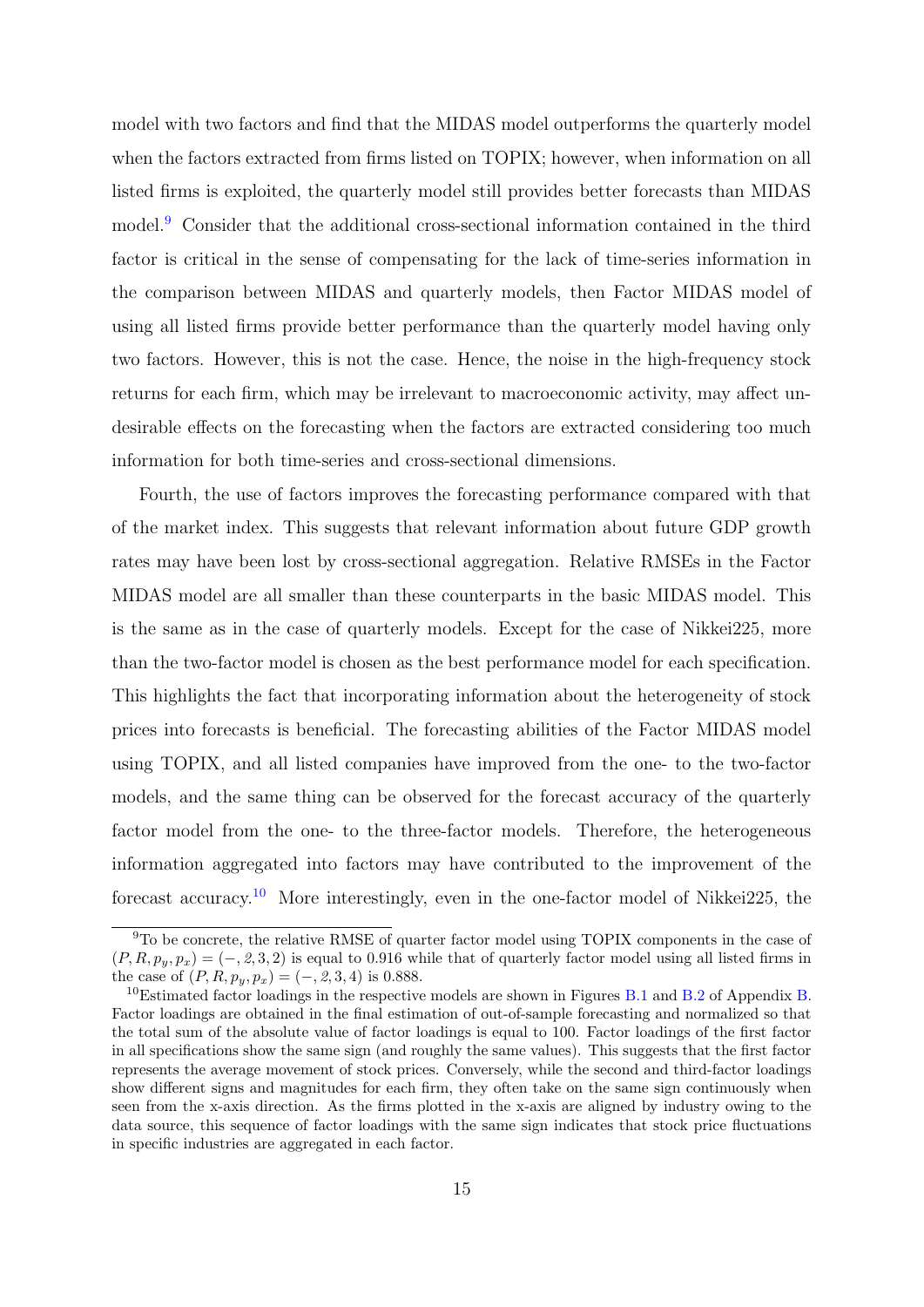model with two factors and find that the MIDAS model outperforms the quarterly model when the factors extracted from firms listed on TOPIX; however, when information on all listed firms is exploited, the quarterly model still provides better forecasts than MIDAS model.[9] Consider that the additional cross-sectional information contained in the third factor is critical in the sense of compensating for the lack of time-series information in the comparison between MIDAS and quarterly models, then Factor MIDAS model of using all listed firms provide better performance than the quarterly model having only two factors. However, this is not the case. Hence, the noise in the high-frequency stock returns for each firm, which may be irrelevant to macroeconomic activity, may affect undesirable effects on the forecasting when the factors are extracted considering too much information for both time-series and cross-sectional dimensions.

Fourth, the use of factors improves the forecasting performance compared with that of the market index. This suggests that relevant information about future GDP growth rates may have been lost by cross-sectional aggregation. Relative RMSEs in the Factor MIDAS model are all smaller than these counterparts in the basic MIDAS model. This is the same as in the case of quarterly models. Except for the case of Nikkei225, more than the two-factor model is chosen as the best performance model for each specification. This highlights the fact that incorporating information about the heterogeneity of stock prices into forecasts is beneficial. The forecasting abilities of the Factor MIDAS model using TOPIX, and all listed companies have improved from the one- to the two-factor models, and the same thing can be observed for the forecast accuracy of the quarterly factor model from the one- to the three-factor models. Therefore, the heterogeneous information aggregated into factors may have contributed to the improvement of the forecast accuracy.[10] More interestingly, even in the one-factor model of Nikkei225, the

[9] To be concrete, the relative RMSE of quarter factor model using TOPIX components in the case of $(P, R, p_y, p_x) = (-, 2, 3, 2)$ is equal to 0.916 while that of quarterly factor model using all listed firms in the case of $(P, R, p_y, p_x) = (-, 2, 3, 4)$ is 0.888.

[10] Estimated factor loadings in the respective models are shown in Figures B.1 and B.2 of Appendix B. Factor loadings are obtained in the final estimation of out-of-sample forecasting and normalized so that the total sum of the absolute value of factor loadings is equal to 100. Factor loadings of the first factor in all specifications show the same sign (and roughly the same values). This suggests that the first factor represents the average movement of stock prices. Conversely, while the second and third-factor loadings show different signs and magnitudes for each firm, they often take on the same sign continuously when seen from the x-axis direction. As the firms plotted in the x-axis are aligned by industry owing to the data source, this sequence of factor loadings with the same sign indicates that stock price fluctuations in specific industries are aggregated in each factor.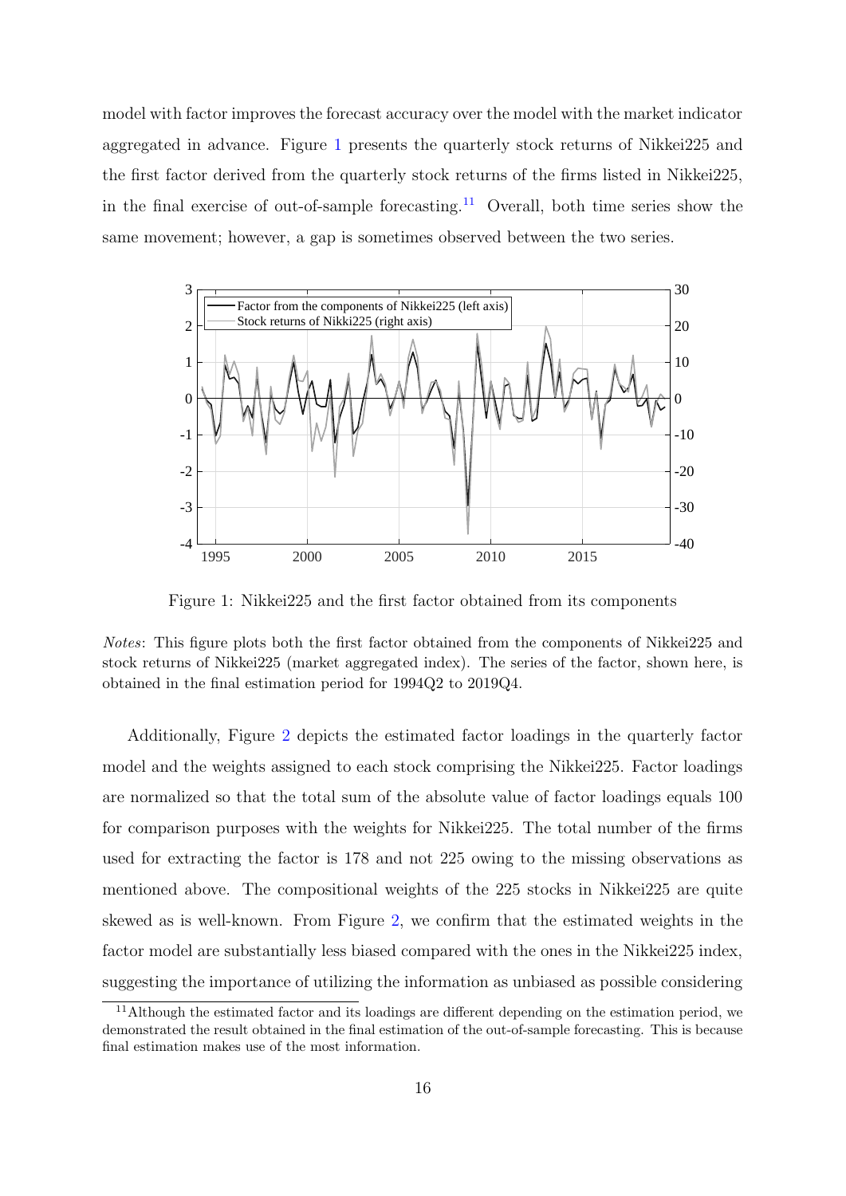model with factor improves the forecast accuracy over the model with the market indicator aggregated in advance. Figure 1 presents the quarterly stock returns of Nikkei225 and the first factor derived from the quarterly stock returns of the firms listed in Nikkei225, in the final exercise of out-of-sample forecasting.[11] Overall, both time series show the same movement; however, a gap is sometimes observed between the two series.

Figure 1: Nikkei225 and the first factor obtained from its components

*Notes*: This figure plots both the first factor obtained from the components of Nikkei225 and stock returns of Nikkei225 (market aggregated index). The series of the factor, shown here, is obtained in the final estimation period for 1994Q2 to 2019Q4.

Additionally, Figure 2 depicts the estimated factor loadings in the quarterly factor model and the weights assigned to each stock comprising the Nikkei225. Factor loadings are normalized so that the total sum of the absolute value of factor loadings equals 100 for comparison purposes with the weights for Nikkei225. The total number of the firms used for extracting the factor is 178 and not 225 owing to the missing observations as mentioned above. The compositional weights of the 225 stocks in Nikkei225 are quite skewed as is well-known. From Figure 2, we confirm that the estimated weights in the factor model are substantially less biased compared with the ones in the Nikkei225 index, suggesting the importance of utilizing the information as unbiased as possible considering

[11] Although the estimated factor and its loadings are different depending on the estimation period, we demonstrated the result obtained in the final estimation of the out-of-sample forecasting. This is because final estimation makes use of the most information.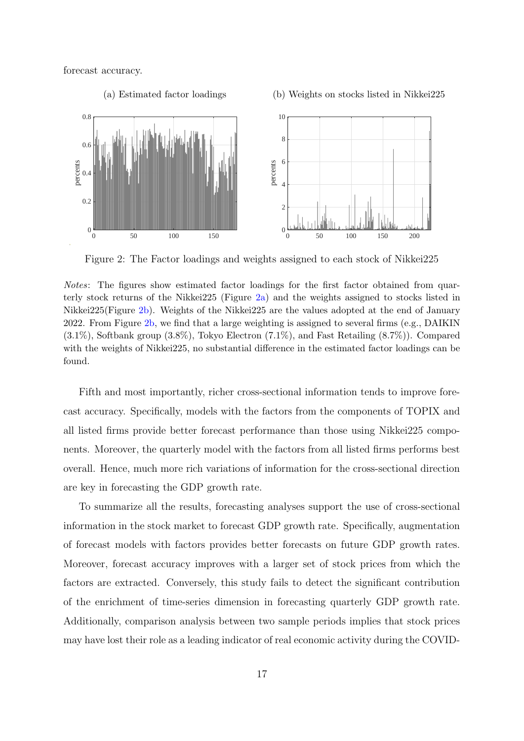forecast accuracy.

(a) Estimated factor loadings

(b) Weights on stocks listed in Nikkei225

Figure 2: The Factor loadings and weights assigned to each stock of Nikkei225

*Notes*: The figures show estimated factor loadings for the first factor obtained from quarterly stock returns of the Nikkei225 (Figure 2a) and the weights assigned to stocks listed in Nikkei225(Figure 2b). Weights of the Nikkei225 are the values adopted at the end of January 2022. From Figure 2b, we find that a large weighting is assigned to several firms (e.g., DAIKIN (3.1%), Softbank group (3.8%), Tokyo Electron (7.1%), and Fast Retailing (8.7%)). Compared with the weights of Nikkei225, no substantial difference in the estimated factor loadings can be found.

Fifth and most importantly, richer cross-sectional information tends to improve forecast accuracy. Specifically, models with the factors from the components of TOPIX and all listed firms provide better forecast performance than those using Nikkei225 components. Moreover, the quarterly model with the factors from all listed firms performs best overall. Hence, much more rich variations of information for the cross-sectional direction are key in forecasting the GDP growth rate.

To summarize all the results, forecasting analyses support the use of cross-sectional information in the stock market to forecast GDP growth rate. Specifically, augmentation of forecast models with factors provides better forecasts on future GDP growth rates. Moreover, forecast accuracy improves with a larger set of stock prices from which the factors are extracted. Conversely, this study fails to detect the significant contribution of the enrichment of time-series dimension in forecasting quarterly GDP growth rate. Additionally, comparison analysis between two sample periods implies that stock prices may have lost their role as a leading indicator of real economic activity during the COVID-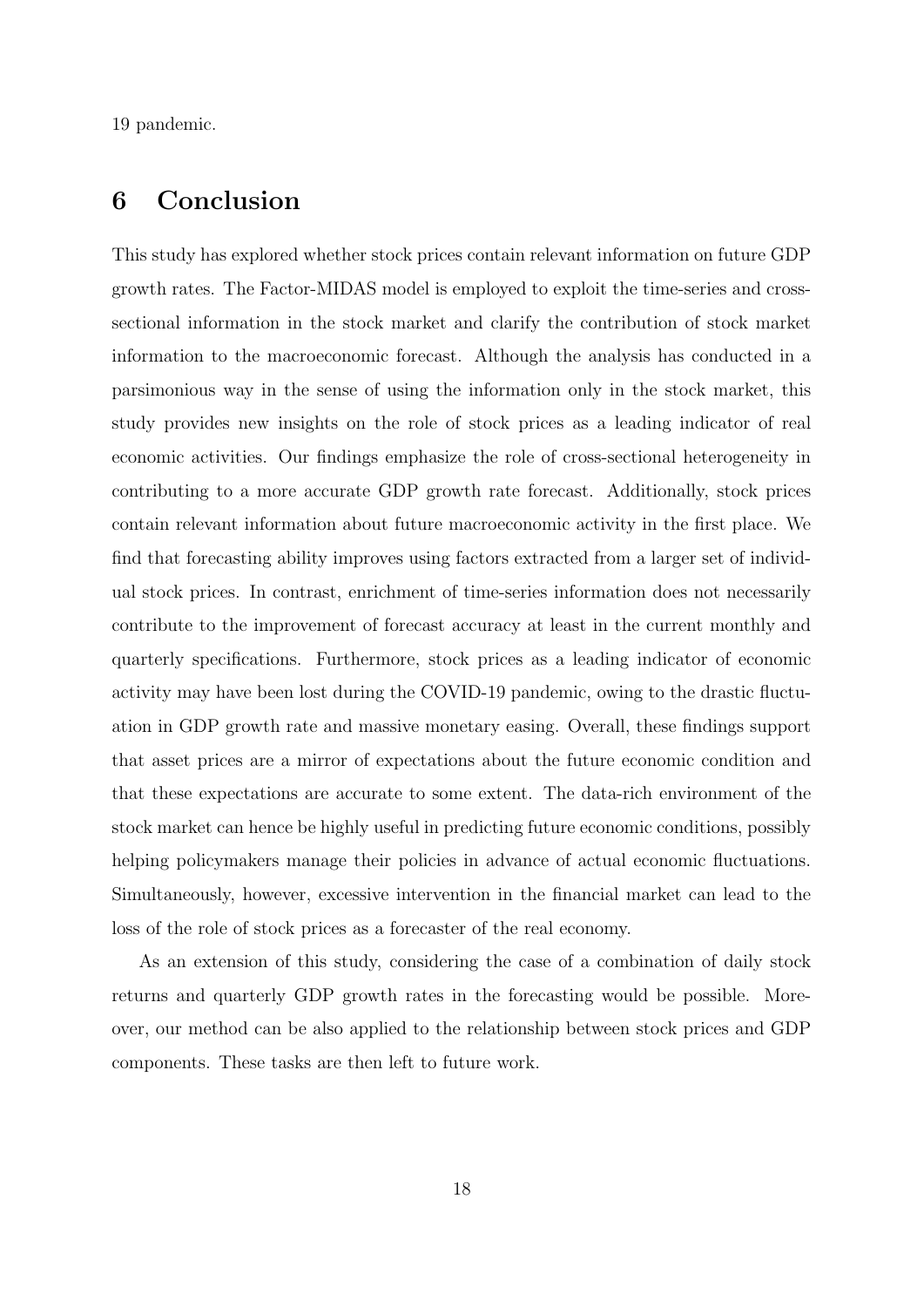19 pandemic.

## 6 Conclusion

This study has explored whether stock prices contain relevant information on future GDP growth rates. The Factor-MIDAS model is employed to exploit the time-series and cross-sectional information in the stock market and clarify the contribution of stock market information to the macroeconomic forecast. Although the analysis has conducted in a parsimonious way in the sense of using the information only in the stock market, this study provides new insights on the role of stock prices as a leading indicator of real economic activities. Our findings emphasize the role of cross-sectional heterogeneity in contributing to a more accurate GDP growth rate forecast. Additionally, stock prices contain relevant information about future macroeconomic activity in the first place. We find that forecasting ability improves using factors extracted from a larger set of individual stock prices. In contrast, enrichment of time-series information does not necessarily contribute to the improvement of forecast accuracy at least in the current monthly and quarterly specifications. Furthermore, stock prices as a leading indicator of economic activity may have been lost during the COVID-19 pandemic, owing to the drastic fluctuation in GDP growth rate and massive monetary easing. Overall, these findings support that asset prices are a mirror of expectations about the future economic condition and that these expectations are accurate to some extent. The data-rich environment of the stock market can hence be highly useful in predicting future economic conditions, possibly helping policymakers manage their policies in advance of actual economic fluctuations. Simultaneously, however, excessive intervention in the financial market can lead to the loss of the role of stock prices as a forecaster of the real economy.

As an extension of this study, considering the case of a combination of daily stock returns and quarterly GDP growth rates in the forecasting would be possible. Moreover, our method can be also applied to the relationship between stock prices and GDP components. These tasks are then left to future work.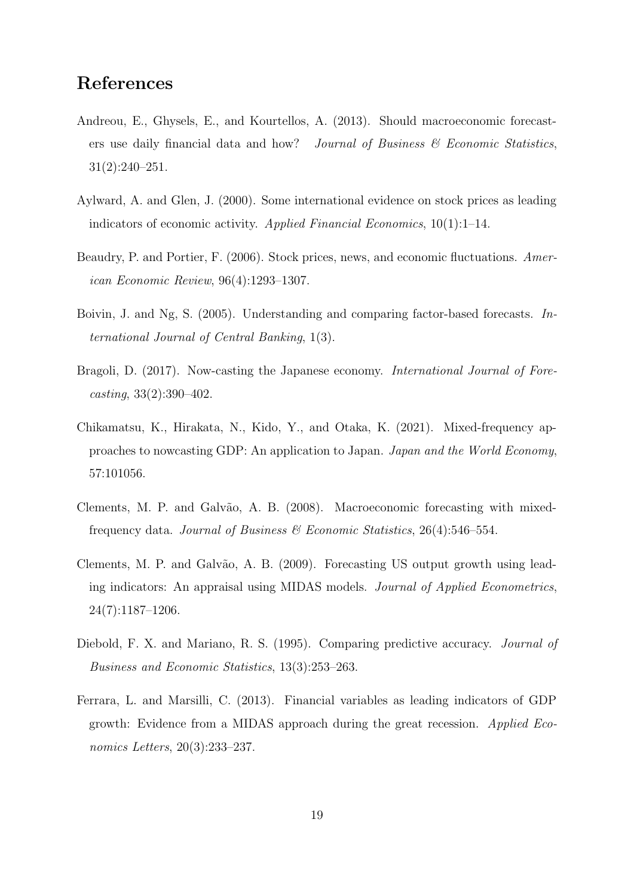## References

Andreou, E., Ghysels, E., and Kourtellos, A. (2013). Should macroeconomic forecasters use daily financial data and how? *Journal of Business & Economic Statistics*, 31(2):240–251.

Aylward, A. and Glen, J. (2000). Some international evidence on stock prices as leading indicators of economic activity. *Applied Financial Economics*, 10(1):1–14.

Beaudry, P. and Portier, F. (2006). Stock prices, news, and economic fluctuations. *American Economic Review*, 96(4):1293–1307.

Boivin, J. and Ng, S. (2005). Understanding and comparing factor-based forecasts. *International Journal of Central Banking*, 1(3).

Bragoli, D. (2017). Now-casting the Japanese economy. *International Journal of Forecasting*, 33(2):390–402.

Chikamatsu, K., Hirakata, N., Kido, Y., and Otaka, K. (2021). Mixed-frequency approaches to nowcasting GDP: An application to Japan. *Japan and the World Economy*, 57:101056.

Clements, M. P. and Galvão, A. B. (2008). Macroeconomic forecasting with mixed-frequency data. *Journal of Business & Economic Statistics*, 26(4):546–554.

Clements, M. P. and Galvão, A. B. (2009). Forecasting US output growth using leading indicators: An appraisal using MIDAS models. *Journal of Applied Econometrics*, 24(7):1187–1206.

Diebold, F. X. and Mariano, R. S. (1995). Comparing predictive accuracy. *Journal of Business and Economic Statistics*, 13(3):253–263.

Ferrara, L. and Marsilli, C. (2013). Financial variables as leading indicators of GDP growth: Evidence from a MIDAS approach during the great recession. *Applied Economics Letters*, 20(3):233–237.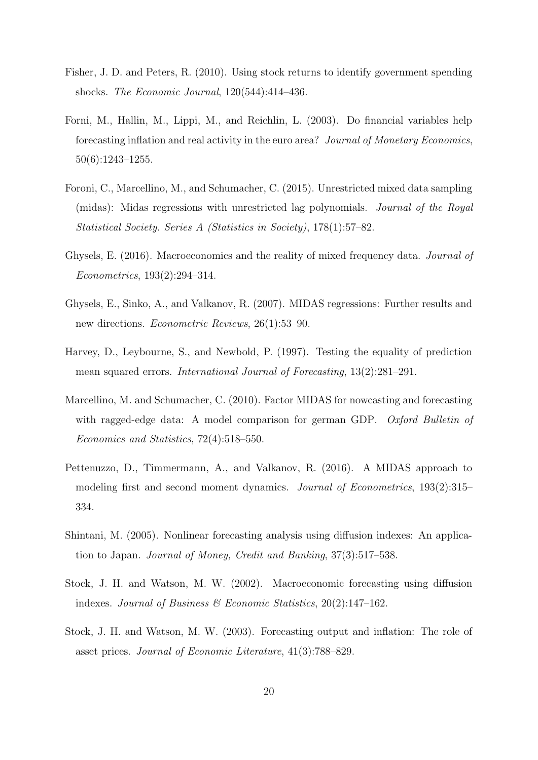Fisher, J. D. and Peters, R. (2010). Using stock returns to identify government spending shocks. *The Economic Journal*, 120(544):414–436.

Forni, M., Hallin, M., Lippi, M., and Reichlin, L. (2003). Do financial variables help forecasting inflation and real activity in the euro area? *Journal of Monetary Economics*, 50(6):1243–1255.

Foroni, C., Marcellino, M., and Schumacher, C. (2015). Unrestricted mixed data sampling (midas): Midas regressions with unrestricted lag polynomials. *Journal of the Royal Statistical Society. Series A (Statistics in Society)*, 178(1):57–82.

Ghysels, E. (2016). Macroeconomics and the reality of mixed frequency data. *Journal of Econometrics*, 193(2):294–314.

Ghysels, E., Sinko, A., and Valkanov, R. (2007). MIDAS regressions: Further results and new directions. *Econometric Reviews*, 26(1):53–90.

Harvey, D., Leybourne, S., and Newbold, P. (1997). Testing the equality of prediction mean squared errors. *International Journal of Forecasting*, 13(2):281–291.

Marcellino, M. and Schumacher, C. (2010). Factor MIDAS for nowcasting and forecasting with ragged-edge data: A model comparison for german GDP. *Oxford Bulletin of Economics and Statistics*, 72(4):518–550.

Pettenuzzo, D., Timmermann, A., and Valkanov, R. (2016). A MIDAS approach to modeling first and second moment dynamics. *Journal of Econometrics*, 193(2):315–334.

Shintani, M. (2005). Nonlinear forecasting analysis using diffusion indexes: An application to Japan. *Journal of Money, Credit and Banking*, 37(3):517–538.

Stock, J. H. and Watson, M. W. (2002). Macroeconomic forecasting using diffusion indexes. *Journal of Business & Economic Statistics*, 20(2):147–162.

Stock, J. H. and Watson, M. W. (2003). Forecasting output and inflation: The role of asset prices. *Journal of Economic Literature*, 41(3):788–829.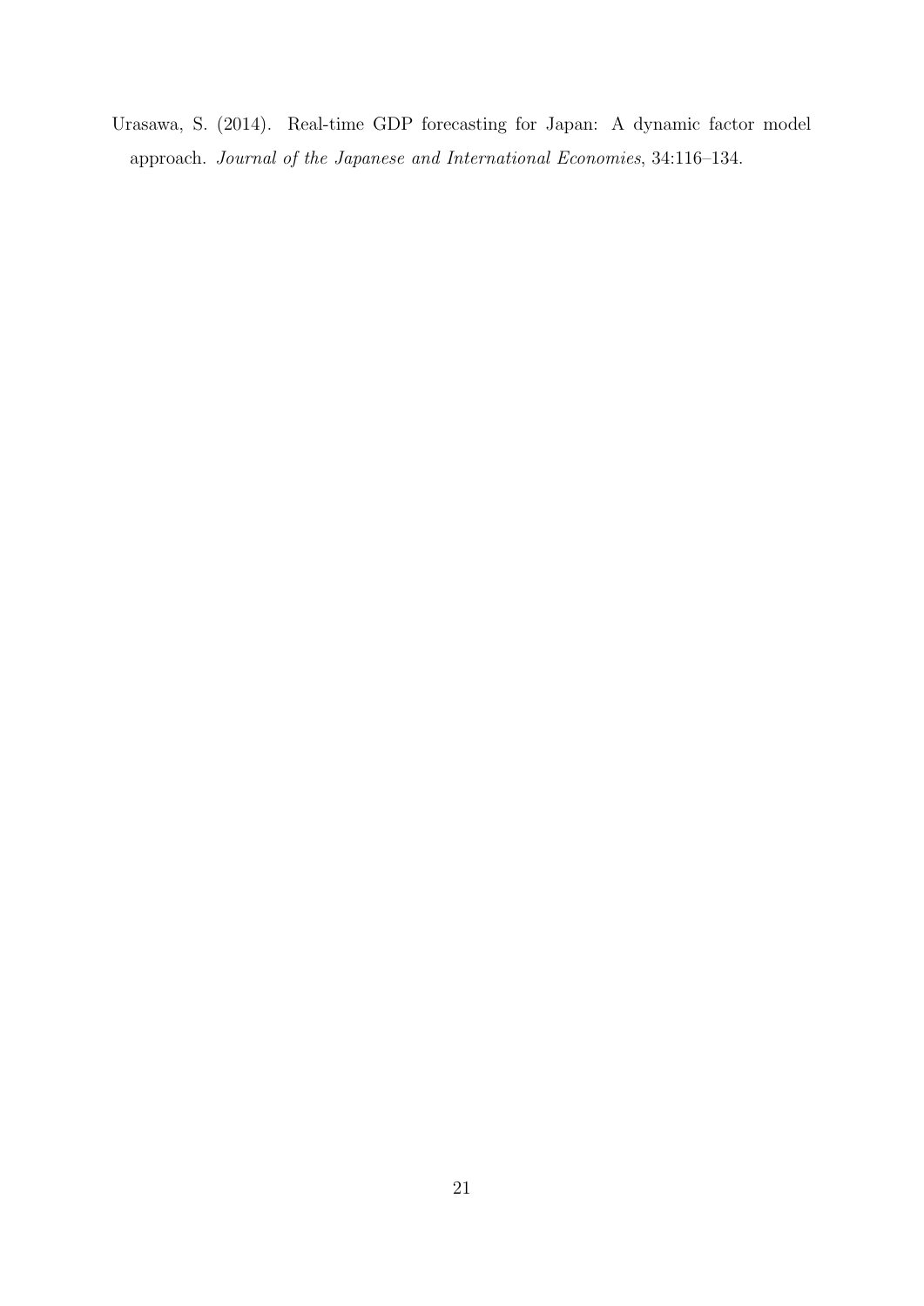Urasawa, S. (2014). Real-time GDP forecasting for Japan: A dynamic factor model approach. *Journal of the Japanese and International Economies*, 34:116–134.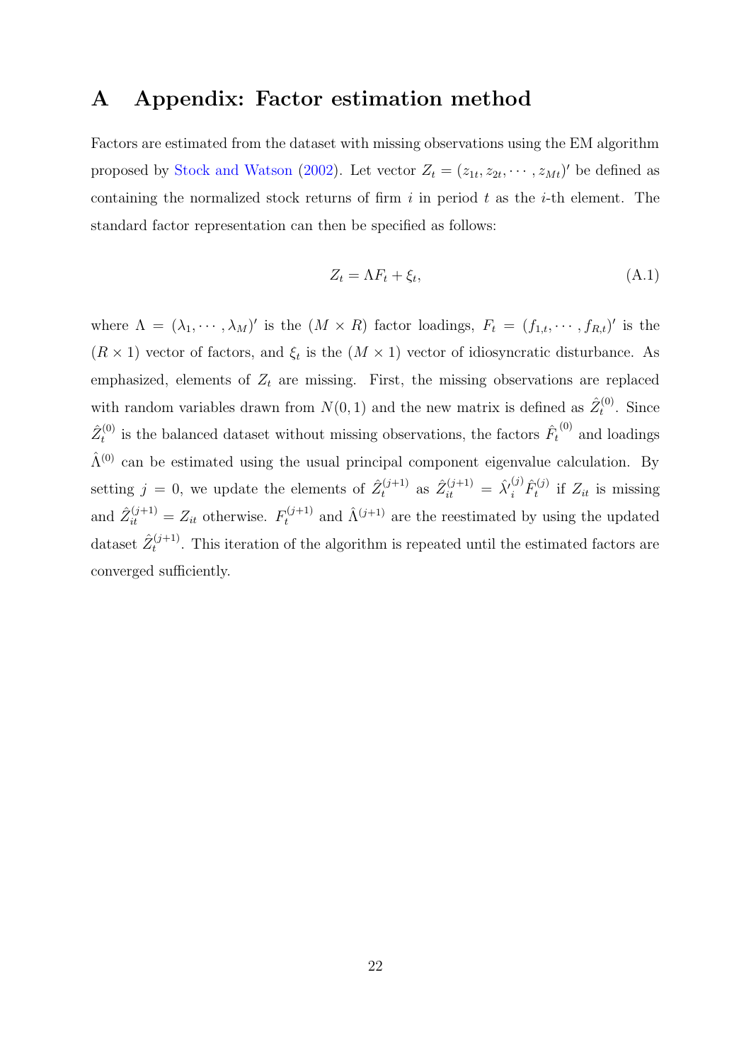# A Appendix: Factor estimation method

Factors are estimated from the dataset with missing observations using the EM algorithm proposed by Stock and Watson (2002). Let vector $Z_t = (z_{1t}, z_{2t}, \cdots, z_{Mt})'$ be defined as containing the normalized stock returns of firm $i$ in period $t$ as the $i$-th element. The standard factor representation can then be specified as follows:

$$Z_t = \Lambda F_t + \xi_t, \tag{A.1}$$

where $\Lambda = (\lambda_1, \cdots, \lambda_M)'$ is the $(M \times R)$ factor loadings, $F_t = (f_{1,t}, \cdots, f_{R,t})'$ is the $(R \times 1)$ vector of factors, and $\xi_t$ is the $(M \times 1)$ vector of idiosyncratic disturbance. As emphasized, elements of $Z_t$ are missing. First, the missing observations are replaced with random variables drawn from $N(0, 1)$ and the new matrix is defined as $\hat{Z}_t^{(0)}$. Since $\hat{Z}_t^{(0)}$ is the balanced dataset without missing observations, the factors $\hat{F}_t^{(0)}$ and loadings $\hat{\Lambda}^{(0)}$ can be estimated using the usual principal component eigenvalue calculation. By setting $j = 0$, we update the elements of $\hat{Z}_t^{(j+1)}$ as $\hat{Z}_{it}^{(j+1)} = \hat{\lambda}'^{(j)}_i \hat{F}_t^{(j)}$ if $Z_{it}$ is missing and $\hat{Z}_{it}^{(j+1)} = Z_{it}$ otherwise. $F_t^{(j+1)}$ and $\hat{\Lambda}^{(j+1)}$ are the reestimated by using the updated dataset $\hat{Z}_t^{(j+1)}$. This iteration of the algorithm is repeated until the estimated factors are converged sufficiently.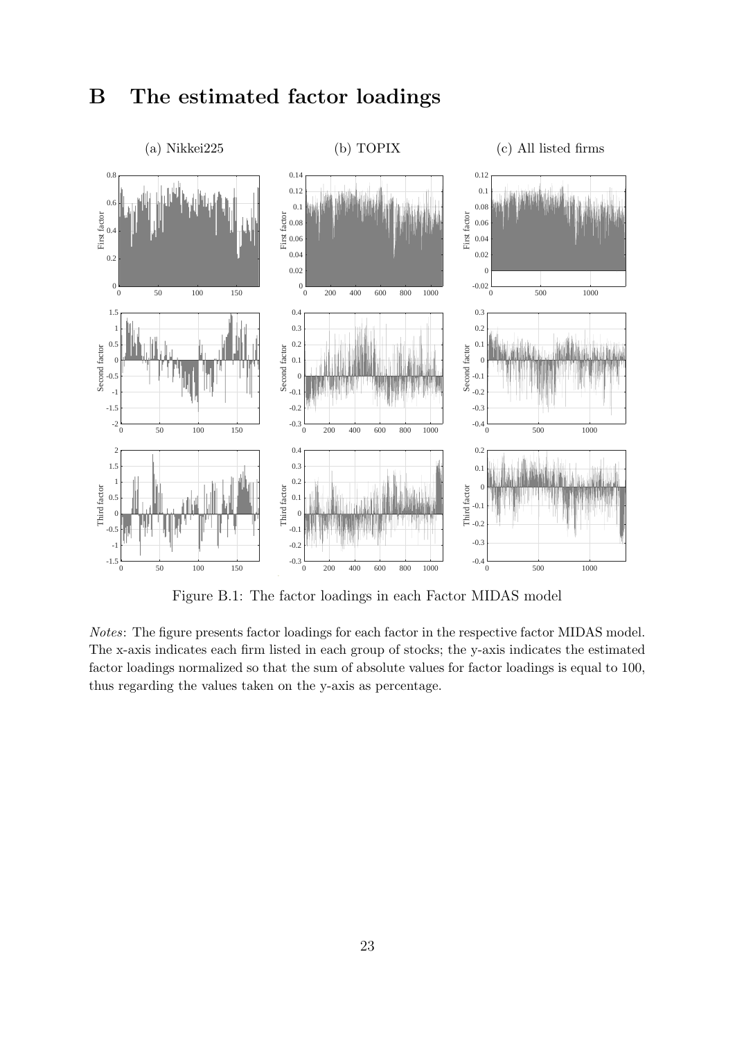# B The estimated factor loadings

Figure B.1: The factor loadings in each Factor MIDAS model

*Notes*: The figure presents factor loadings for each factor in the respective factor MIDAS model. The x-axis indicates each firm listed in each group of stocks; the y-axis indicates the estimated factor loadings normalized so that the sum of absolute values for factor loadings is equal to 100, thus regarding the values taken on the y-axis as percentage.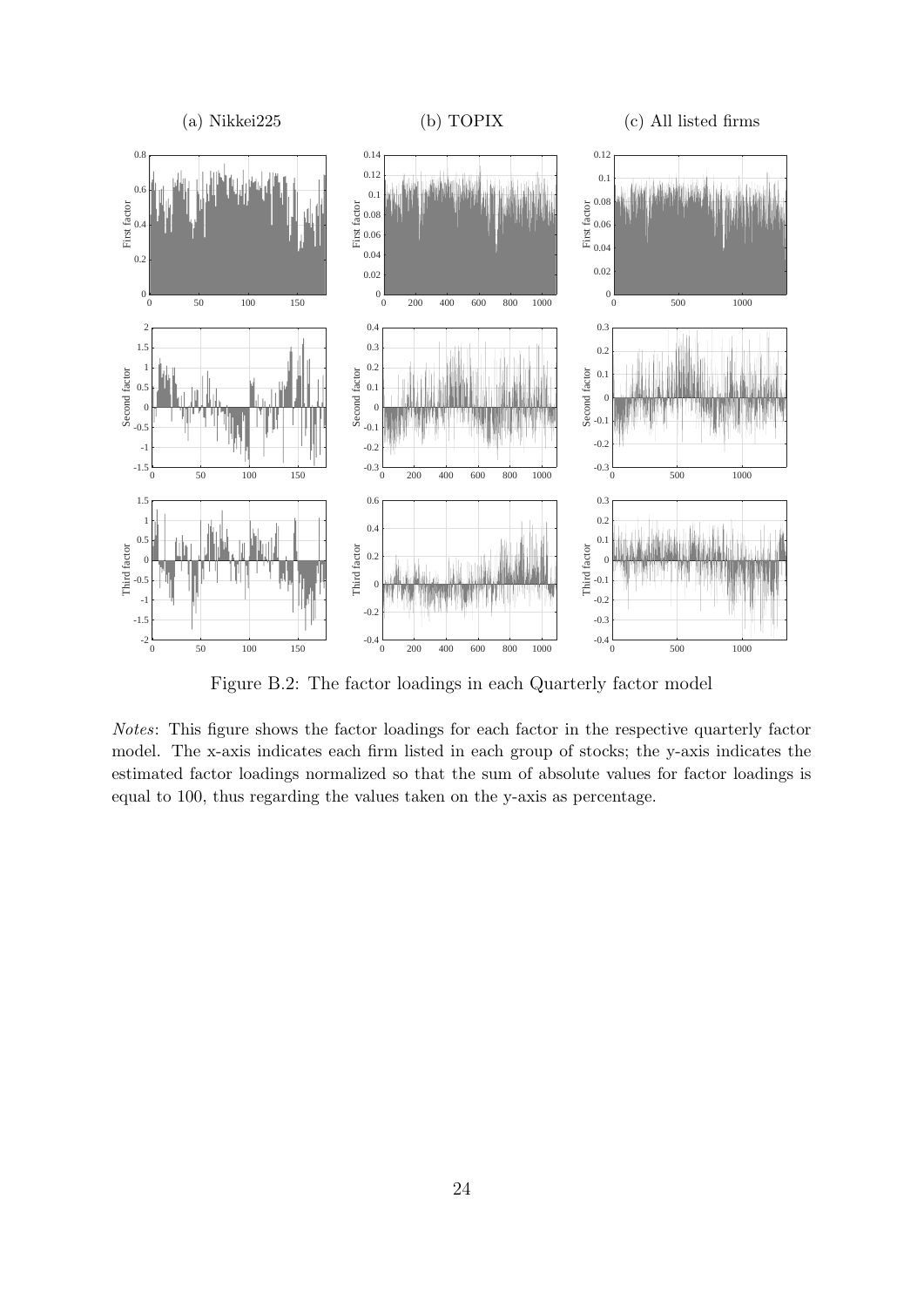(a) Nikkei225

(b) TOPIX

(c) All listed firms

First factor

Second factor

Third factor

Figure B.2: The factor loadings in each Quarterly factor model

*Notes*: This figure shows the factor loadings for each factor in the respective quarterly factor model. The x-axis indicates each firm listed in each group of stocks; the y-axis indicates the estimated factor loadings normalized so that the sum of absolute values for factor loadings is equal to 100, thus regarding the values taken on the y-axis as percentage.